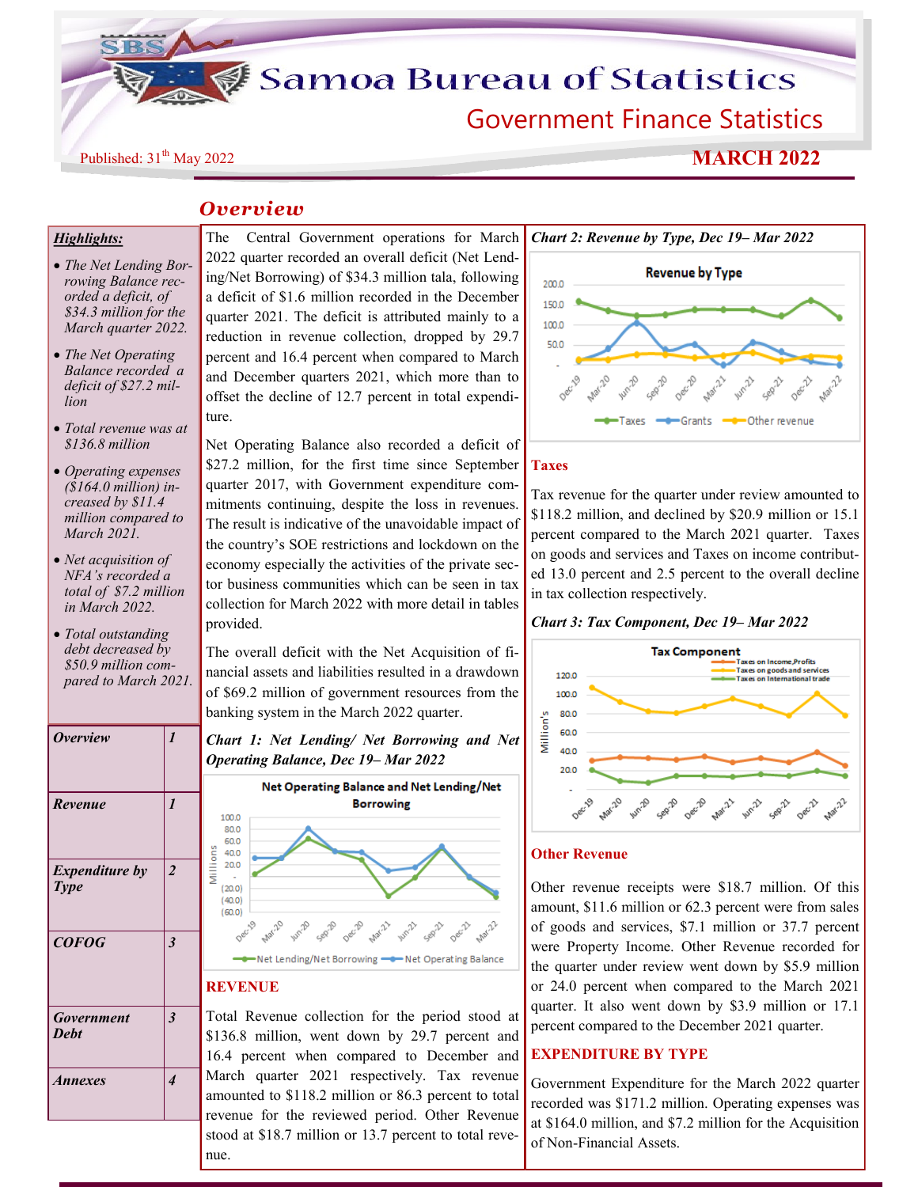# Samoa Bureau of Statistics

## Government Finance Statistics

Published: 31th May 2022

**MARCH 2022**

## *Overview*

***Highlights:***

- *The Net Lending Borrowing Balance recorded a deficit, of $34.3 million for the March quarter 2022.*
- *The Net Operating Balance recorded a deficit of $27.2 million*
- *Total revenue was at $136.8 million*
- *Operating expenses ($164.0 million) increased by $11.4 million compared to March 2021.*
- *Net acquisition of NFA's recorded a total of $7.2 million in March 2022.*
- *Total outstanding debt decreased by $50.9 million compared to March 2021.*

| | |
|---|---|
| ***Overview*** | ***1*** |
| ***Revenue*** | ***1*** |
| ***Expenditure by Type*** | ***2*** |
| ***COFOG*** | ***3*** |
| ***Government Debt*** | ***3*** |
| ***Annexes*** | ***4*** |

The Central Government operations for March 2022 quarter recorded an overall deficit (Net Lending/Net Borrowing) of $34.3 million tala, following a deficit of $1.6 million recorded in the December quarter 2021. The deficit is attributed mainly to a reduction in revenue collection, dropped by 29.7 percent and 16.4 percent when compared to March and December quarters 2021, which more than to offset the decline of 12.7 percent in total expenditure.

Net Operating Balance also recorded a deficit of $27.2 million, for the first time since September quarter 2017, with Government expenditure commitments continuing, despite the loss in revenues. The result is indicative of the unavoidable impact of the country's SOE restrictions and lockdown on the economy especially the activities of the private sector business communities which can be seen in tax collection for March 2022 with more detail in tables provided.

The overall deficit with the Net Acquisition of financial assets and liabilities resulted in a drawdown of $69.2 million of government resources from the banking system in the March 2022 quarter.

***Chart 1: Net Lending/ Net Borrowing and Net Operating Balance, Dec 19– Mar 2022***

## REVENUE

Total Revenue collection for the period stood at $136.8 million, went down by 29.7 percent and 16.4 percent when compared to December and March quarter 2021 respectively. Tax revenue amounted to $118.2 million or 86.3 percent to total revenue for the reviewed period. Other Revenue stood at $18.7 million or 13.7 percent to total revenue.

***Chart 2: Revenue by Type, Dec 19– Mar 2022***

### Taxes

Tax revenue for the quarter under review amounted to $118.2 million, and declined by $20.9 million or 15.1 percent compared to the March 2021 quarter. Taxes on goods and services and Taxes on income contributed 13.0 percent and 2.5 percent to the overall decline in tax collection respectively.

***Chart 3: Tax Component, Dec 19– Mar 2022***

### Other Revenue

Other revenue receipts were $18.7 million. Of this amount, $11.6 million or 62.3 percent were from sales of goods and services, $7.1 million or 37.7 percent were Property Income. Other Revenue recorded for the quarter under review went down by $5.9 million or 24.0 percent when compared to the March 2021 quarter. It also went down by $3.9 million or 17.1 percent compared to the December 2021 quarter.

## EXPENDITURE BY TYPE

Government Expenditure for the March 2022 quarter recorded was $171.2 million. Operating expenses was at $164.0 million, and $7.2 million for the Acquisition of Non-Financial Assets.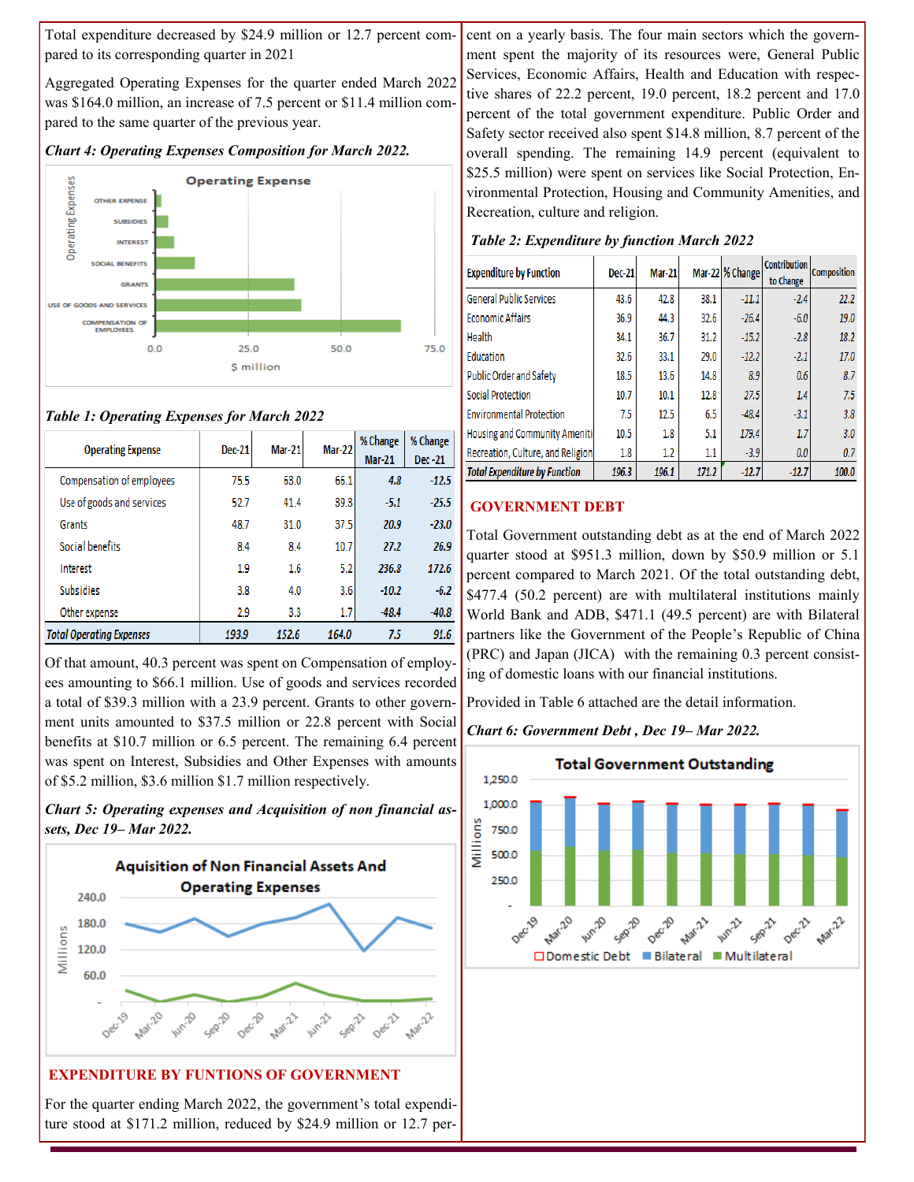Total expenditure decreased by $24.9 million or 12.7 percent compared to its corresponding quarter in 2021

Aggregated Operating Expenses for the quarter ended March 2022 was $164.0 million, an increase of 7.5 percent or $11.4 million compared to the same quarter of the previous year.

*Chart 4: Operating Expenses Composition for March 2022.*

*Table 1: Operating Expenses for March 2022*

| Operating Expense | Dec-21 | Mar-21 | Mar-22 | % Change Mar-21 | % Change Dec -21 |
|---|---|---|---|---|---|
| Compensation of employees | 75.5 | 63.0 | 66.1 | 4.8 | -12.5 |
| Use of goods and services | 52.7 | 41.4 | 39.3 | -5.1 | -25.5 |
| Grants | 48.7 | 31.0 | 37.5 | 20.9 | -23.0 |
| Social benefits | 8.4 | 8.4 | 10.7 | 27.2 | 26.9 |
| Interest | 1.9 | 1.6 | 5.2 | 236.8 | 172.6 |
| Subsidies | 3.8 | 4.0 | 3.6 | -10.2 | -6.2 |
| Other expense | 2.9 | 3.3 | 1.7 | -48.4 | -40.8 |
| *Total Operating Expenses* | *193.9* | *152.6* | *164.0* | *7.5* | *91.6* |

Of that amount, 40.3 percent was spent on Compensation of employees amounting to $66.1 million. Use of goods and services recorded a total of $39.3 million with a 23.9 percent. Grants to other government units amounted to $37.5 million or 22.8 percent with Social benefits at $10.7 million or 6.5 percent. The remaining 6.4 percent was spent on Interest, Subsidies and Other Expenses with amounts of $5.2 million, $3.6 million $1.7 million respectively.

*Chart 5: Operating expenses and Acquisition of non financial assets, Dec 19– Mar 2022.*

## EXPENDITURE BY FUNTIONS OF GOVERNMENT

For the quarter ending March 2022, the government's total expenditure stood at $171.2 million, reduced by $24.9 million or 12.7 percent on a yearly basis. The four main sectors which the government spent the majority of its resources were, General Public Services, Economic Affairs, Health and Education with respective shares of 22.2 percent, 19.0 percent, 18.2 percent and 17.0 percent of the total government expenditure. Public Order and Safety sector received also spent $14.8 million, 8.7 percent of the overall spending. The remaining 14.9 percent (equivalent to $25.5 million) were spent on services like Social Protection, Environmental Protection, Housing and Community Amenities, and Recreation, culture and religion.

*Table 2: Expenditure by function March 2022*

| Expenditure by Function | Dec-21 | Mar-21 | Mar-22 | % Change | Contribution to Change | Composition |
|---|---|---|---|---|---|---|
| General Public Services | 43.6 | 42.8 | 38.1 | -11.1 | -2.4 | 22.2 |
| Economic Affairs | 36.9 | 44.3 | 32.6 | -26.4 | -6.0 | 19.0 |
| Health | 34.1 | 36.7 | 31.2 | -15.2 | -2.8 | 18.2 |
| Education | 32.6 | 33.1 | 29.0 | -12.2 | -2.1 | 17.0 |
| Public Order and Safety | 18.5 | 13.6 | 14.8 | 8.9 | 0.6 | 8.7 |
| Social Protection | 10.7 | 10.1 | 12.8 | 27.5 | 1.4 | 7.5 |
| Environmental Protection | 7.5 | 12.5 | 6.5 | -48.4 | -3.1 | 3.8 |
| Housing and Community Ameniti | 10.5 | 1.8 | 5.1 | 179.4 | 1.7 | 3.0 |
| Recreation, Culture, and Religion | 1.8 | 1.2 | 1.1 | -3.9 | 0.0 | 0.7 |
| *Total Expenditure by Function* | *196.3* | *196.1* | *171.2* | *-12.7* | *-12.7* | *100.0* |

## GOVERNMENT DEBT

Total Government outstanding debt as at the end of March 2022 quarter stood at $951.3 million, down by $50.9 million or 5.1 percent compared to March 2021. Of the total outstanding debt, $477.4 (50.2 percent) are with multilateral institutions mainly World Bank and ADB, $471.1 (49.5 percent) are with Bilateral partners like the Government of the People's Republic of China (PRC) and Japan (JICA) with the remaining 0.3 percent consisting of domestic loans with our financial institutions.

Provided in Table 6 attached are the detail information.

*Chart 6: Government Debt , Dec 19– Mar 2022.*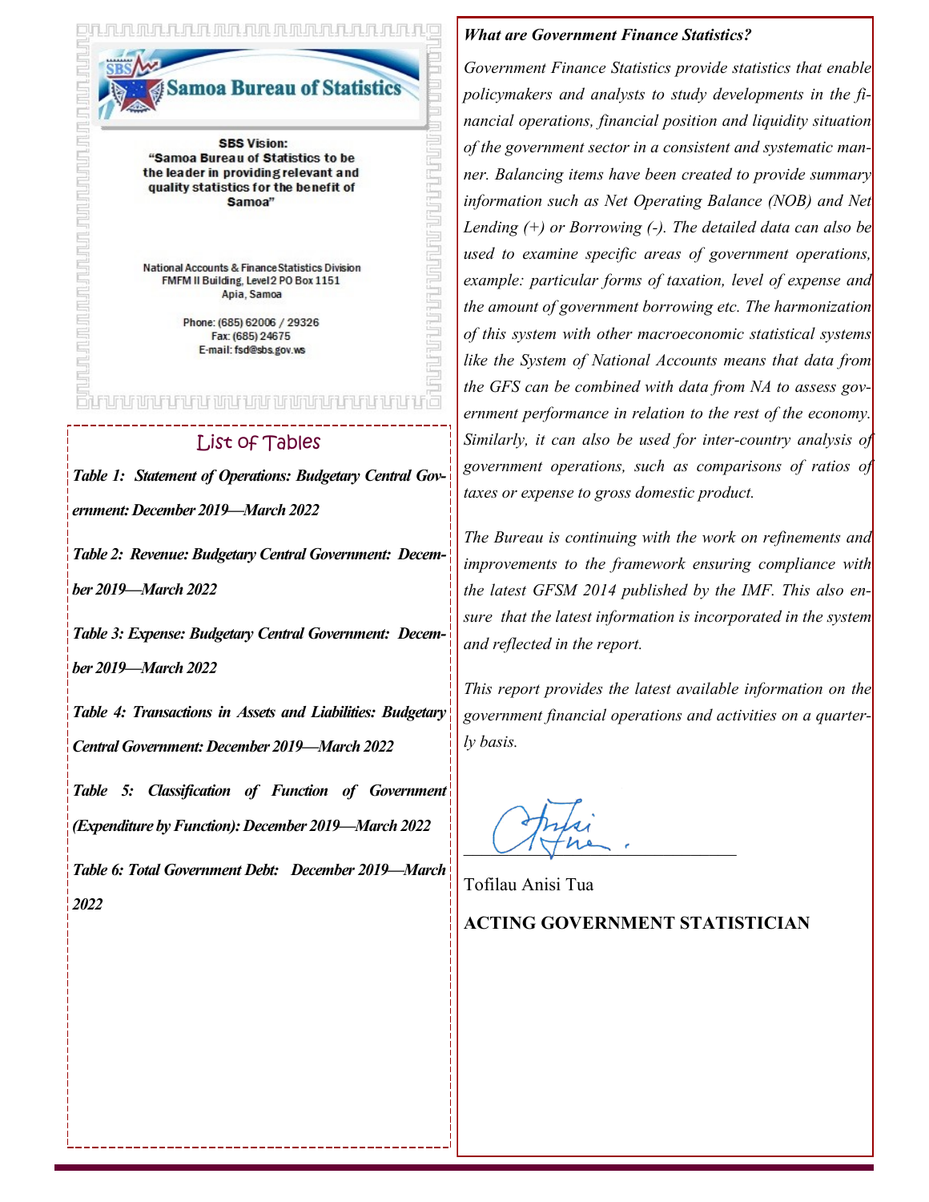## Samoa Bureau of Statistics

**SBS Vision:**
**"Samoa Bureau of Statistics to be the leader in providing relevant and quality statistics for the benefit of Samoa"**

National Accounts & Finance Statistics Division
FMFM II Building, Level 2 PO Box 1151
Apia, Samoa

Phone: (685) 62006 / 29326
Fax: (685) 24675
E-mail: fsd@sbs.gov.ws

## List of Tables

***Table 1: Statement of Operations: Budgetary Central Government: December 2019—March 2022***

***Table 2: Revenue: Budgetary Central Government: December 2019—March 2022***

***Table 3: Expense: Budgetary Central Government: December 2019—March 2022***

***Table 4: Transactions in Assets and Liabilities: Budgetary Central Government: December 2019—March 2022***

***Table 5: Classification of Function of Government (Expenditure by Function): December 2019—March 2022***

***Table 6: Total Government Debt: December 2019—March 2022***

***What are Government Finance Statistics?***

*Government Finance Statistics provide statistics that enable policymakers and analysts to study developments in the financial operations, financial position and liquidity situation of the government sector in a consistent and systematic manner. Balancing items have been created to provide summary information such as Net Operating Balance (NOB) and Net Lending (+) or Borrowing (-). The detailed data can also be used to examine specific areas of government operations, example: particular forms of taxation, level of expense and the amount of government borrowing etc. The harmonization of this system with other macroeconomic statistical systems like the System of National Accounts means that data from the GFS can be combined with data from NA to assess government performance in relation to the rest of the economy. Similarly, it can also be used for inter-country analysis of government operations, such as comparisons of ratios of taxes or expense to gross domestic product.*

*The Bureau is continuing with the work on refinements and improvements to the framework ensuring compliance with the latest GFSM 2014 published by the IMF. This also ensure that the latest information is incorporated in the system and reflected in the report.*

*This report provides the latest available information on the government financial operations and activities on a quarterly basis.*

Tofilau Anisi Tua

**ACTING GOVERNMENT STATISTICIAN**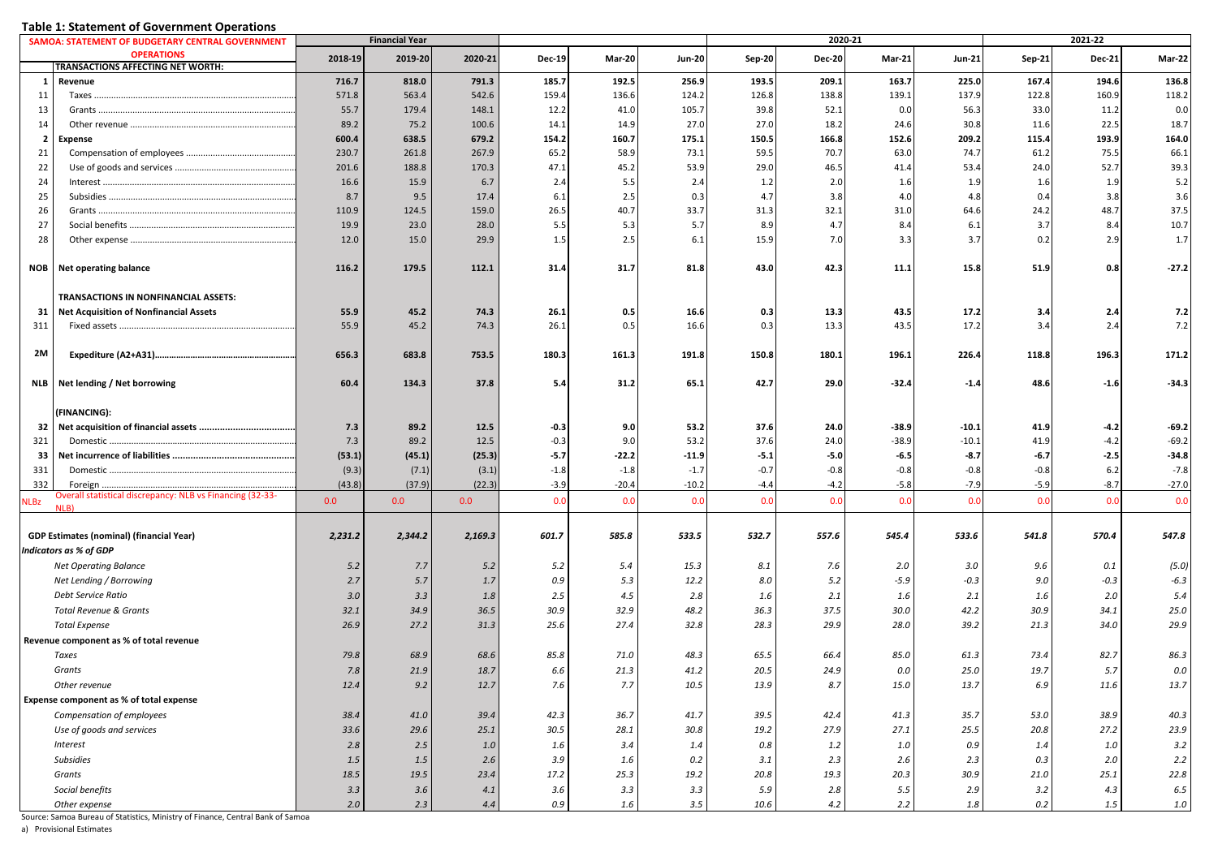## Table 1: Statement of Government Operations

| | SAMOA: STATEMENT OF BUDGETARY CENTRAL GOVERNMENT OPERATIONS | Financial Year | | | | | | 2020-21 | | | | 2021-22 | | |
|---|---|---|---|---|---|---|---|---|---|---|---|---|---|---|
| | TRANSACTIONS AFFECTING NET WORTH: | 2018-19 | 2019-20 | 2020-21 | Dec-19 | Mar-20 | Jun-20 | Sep-20 | Dec-20 | Mar-21 | Jun-21 | Sep-21 | Dec-21 | Mar-22 |
| **1** | **Revenue** | **716.7** | **818.0** | **791.3** | **185.7** | **192.5** | **256.9** | **193.5** | **209.1** | **163.7** | **225.0** | **167.4** | **194.6** | **136.8** |
| 11 | Taxes | 571.8 | 563.4 | 542.6 | 159.4 | 136.6 | 124.2 | 126.8 | 138.8 | 139.1 | 137.9 | 122.8 | 160.9 | 118.2 |
| 13 | Grants | 55.7 | 179.4 | 148.1 | 12.2 | 41.0 | 105.7 | 39.8 | 52.1 | 0.0 | 56.3 | 33.0 | 11.2 | 0.0 |
| 14 | Other revenue | 89.2 | 75.2 | 100.6 | 14.1 | 14.9 | 27.0 | 27.0 | 18.2 | 24.6 | 30.8 | 11.6 | 22.5 | 18.7 |
| **2** | **Expense** | **600.4** | **638.5** | **679.2** | **154.2** | **160.7** | **175.1** | **150.5** | **166.8** | **152.6** | **209.2** | **115.4** | **193.9** | **164.0** |
| 21 | Compensation of employees | 230.7 | 261.8 | 267.9 | 65.2 | 58.9 | 73.1 | 59.5 | 70.7 | 63.0 | 74.7 | 61.2 | 75.5 | 66.1 |
| 22 | Use of goods and services | 201.6 | 188.8 | 170.3 | 47.1 | 45.2 | 53.9 | 29.0 | 46.5 | 41.4 | 53.4 | 24.0 | 52.7 | 39.3 |
| 24 | Interest | 16.6 | 15.9 | 6.7 | 2.4 | 5.5 | 2.4 | 1.2 | 2.0 | 1.6 | 1.9 | 1.6 | 1.9 | 5.2 |
| 25 | Subsidies | 8.7 | 9.5 | 17.4 | 6.1 | 2.5 | 0.3 | 4.7 | 3.8 | 4.0 | 4.8 | 0.4 | 3.8 | 3.6 |
| 26 | Grants | 110.9 | 124.5 | 159.0 | 26.5 | 40.7 | 33.7 | 31.3 | 32.1 | 31.0 | 64.6 | 24.2 | 48.7 | 37.5 |
| 27 | Social benefits | 19.9 | 23.0 | 28.0 | 5.5 | 5.3 | 5.7 | 8.9 | 4.7 | 8.4 | 6.1 | 3.7 | 8.4 | 10.7 |
| 28 | Other expense | 12.0 | 15.0 | 29.9 | 1.5 | 2.5 | 6.1 | 15.9 | 7.0 | 3.3 | 3.7 | 0.2 | 2.9 | 1.7 |
| **NOB** | **Net operating balance** | **116.2** | **179.5** | **112.1** | **31.4** | **31.7** | **81.8** | **43.0** | **42.3** | **11.1** | **15.8** | **51.9** | **0.8** | **-27.2** |
| | **TRANSACTIONS IN NONFINANCIAL ASSETS:** | | | | | | | | | | | | | |
| **31** | **Net Acquisition of Nonfinancial Assets** | **55.9** | **45.2** | **74.3** | **26.1** | **0.5** | **16.6** | **0.3** | **13.3** | **43.5** | **17.2** | **3.4** | **2.4** | **7.2** |
| 311 | Fixed assets | 55.9 | 45.2 | 74.3 | 26.1 | 0.5 | 16.6 | 0.3 | 13.3 | 43.5 | 17.2 | 3.4 | 2.4 | 7.2 |
| **2M** | **Expediture (A2+A31)** | **656.3** | **683.8** | **753.5** | **180.3** | **161.3** | **191.8** | **150.8** | **180.1** | **196.1** | **226.4** | **118.8** | **196.3** | **171.2** |
| **NLB** | **Net lending / Net borrowing** | **60.4** | **134.3** | **37.8** | **5.4** | **31.2** | **65.1** | **42.7** | **29.0** | **-32.4** | **-1.4** | **48.6** | **-1.6** | **-34.3** |
| | **(FINANCING):** | | | | | | | | | | | | | |
| **32** | **Net acquisition of financial assets** | **7.3** | **89.2** | **12.5** | **-0.3** | **9.0** | **53.2** | **37.6** | **24.0** | **-38.9** | **-10.1** | **41.9** | **-4.2** | **-69.2** |
| 321 | Domestic | 7.3 | 89.2 | 12.5 | -0.3 | 9.0 | 53.2 | 37.6 | 24.0 | -38.9 | -10.1 | 41.9 | -4.2 | -69.2 |
| **33** | **Net incurrence of liabilities** | **(53.1)** | **(45.1)** | **(25.3)** | **-5.7** | **-22.2** | **-11.9** | **-5.1** | **-5.0** | **-6.5** | **-8.7** | **-6.7** | **-2.5** | **-34.8** |
| 331 | Domestic | (9.3) | (7.1) | (3.1) | -1.8 | -1.8 | -1.7 | -0.7 | -0.8 | -0.8 | -0.8 | -0.8 | 6.2 | -7.8 |
| 332 | Foreign | (43.8) | (37.9) | (22.3) | -3.9 | -20.4 | -10.2 | -4.4 | -4.2 | -5.8 | -7.9 | -5.9 | -8.7 | -27.0 |
| NLBz | Overall statistical discrepancy: NLB vs Financing (32-33-NLB) | 0.0 | 0.0 | 0.0 | 0.0 | 0.0 | 0.0 | 0.0 | 0.0 | 0.0 | 0.0 | 0.0 | 0.0 | 0.0 |
| | **GDP Estimates (nominal) (financial Year)** | ***2,231.2*** | ***2,344.2*** | ***2,169.3*** | ***601.7*** | ***585.8*** | ***533.5*** | ***532.7*** | ***557.6*** | ***545.4*** | ***533.6*** | ***541.8*** | ***570.4*** | ***547.8*** |
| | ***Indicators as % of GDP*** | | | | | | | | | | | | | |
| | *Net Operating Balance* | *5.2* | *7.7* | *5.2* | *5.2* | *5.4* | *15.3* | *8.1* | *7.6* | *2.0* | *3.0* | *9.6* | *0.1* | *(5.0)* |
| | *Net Lending / Borrowing* | *2.7* | *5.7* | *1.7* | *0.9* | *5.3* | *12.2* | *8.0* | *5.2* | *-5.9* | *-0.3* | *9.0* | *-0.3* | *-6.3* |
| | *Debt Service Ratio* | *3.0* | *3.3* | *1.8* | *2.5* | *4.5* | *2.8* | *1.6* | *2.1* | *1.6* | *2.1* | *1.6* | *2.0* | *5.4* |
| | *Total Revenue & Grants* | *32.1* | *34.9* | *36.5* | *30.9* | *32.9* | *48.2* | *36.3* | *37.5* | *30.0* | *42.2* | *30.9* | *34.1* | *25.0* |
| | *Total Expense* | *26.9* | *27.2* | *31.3* | *25.6* | *27.4* | *32.8* | *28.3* | *29.9* | *28.0* | *39.2* | *21.3* | *34.0* | *29.9* |
| | **Revenue component as % of total revenue** | | | | | | | | | | | | | |
| | *Taxes* | *79.8* | *68.9* | *68.6* | *85.8* | *71.0* | *48.3* | *65.5* | *66.4* | *85.0* | *61.3* | *73.4* | *82.7* | *86.3* |
| | *Grants* | *7.8* | *21.9* | *18.7* | *6.6* | *21.3* | *41.2* | *20.5* | *24.9* | *0.0* | *25.0* | *19.7* | *5.7* | *0.0* |
| | *Other revenue* | *12.4* | *9.2* | *12.7* | *7.6* | *7.7* | *10.5* | *13.9* | *8.7* | *15.0* | *13.7* | *6.9* | *11.6* | *13.7* |
| | **Expense component as % of total expense** | | | | | | | | | | | | | |
| | *Compensation of employees* | *38.4* | *41.0* | *39.4* | *42.3* | *36.7* | *41.7* | *39.5* | *42.4* | *41.3* | *35.7* | *53.0* | *38.9* | *40.3* |
| | *Use of goods and services* | *33.6* | *29.6* | *25.1* | *30.5* | *28.1* | *30.8* | *19.2* | *27.9* | *27.1* | *25.5* | *20.8* | *27.2* | *23.9* |
| | *Interest* | *2.8* | *2.5* | *1.0* | *1.6* | *3.4* | *1.4* | *0.8* | *1.2* | *1.0* | *0.9* | *1.4* | *1.0* | *3.2* |
| | *Subsidies* | *1.5* | *1.5* | *2.6* | *3.9* | *1.6* | *0.2* | *3.1* | *2.3* | *2.6* | *2.3* | *0.3* | *2.0* | *2.2* |
| | *Grants* | *18.5* | *19.5* | *23.4* | *17.2* | *25.3* | *19.2* | *20.8* | *19.3* | *20.3* | *30.9* | *21.0* | *25.1* | *22.8* |
| | *Social benefits* | *3.3* | *3.6* | *4.1* | *3.6* | *3.3* | *3.3* | *5.9* | *2.8* | *5.5* | *2.9* | *3.2* | *4.3* | *6.5* |
| | *Other expense* | *2.0* | *2.3* | *4.4* | *0.9* | *1.6* | *3.5* | *10.6* | *4.2* | *2.2* | *1.8* | *0.2* | *1.5* | *1.0* |

Source: Samoa Bureau of Statistics, Ministry of Finance, Central Bank of Samoa

a) Provisional Estimates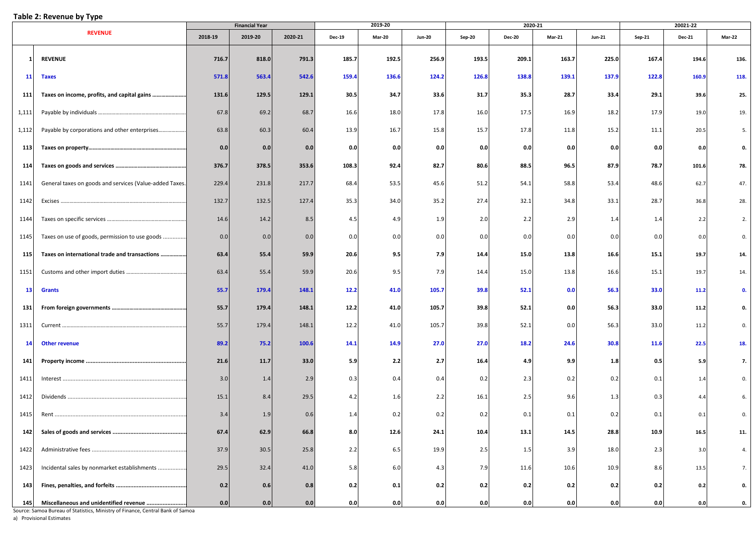## Table 2: Revenue by Type

| | REVENUE | Financial Year | | | 2019-20 | | | 2020-21 | | | | 20021-22 | | |
|---|---|---|---|---|---|---|---|---|---|---|---|---|---|---|
| | | 2018-19 | 2019-20 | 2020-21 | Dec-19 | Mar-20 | Jun-20 | Sep-20 | Dec-20 | Mar-21 | Jun-21 | Sep-21 | Dec-21 | Mar-22 |
| 1 | **REVENUE** | **716.7** | **818.0** | **791.3** | **185.7** | **192.5** | **256.9** | **193.5** | **209.1** | **163.7** | **225.0** | **167.4** | **194.6** | **136.** |
| 11 | **Taxes** | **571.8** | **563.4** | **542.6** | **159.4** | **136.6** | **124.2** | **126.8** | **138.8** | **139.1** | **137.9** | **122.8** | **160.9** | **118.** |
| 111 | **Taxes on income, profits, and capital gains** | **131.6** | **129.5** | **129.1** | **30.5** | **34.7** | **33.6** | **31.7** | **35.3** | **28.7** | **33.4** | **29.1** | **39.6** | **25.** |
| 1,111 | Payable by individuals | 67.8 | 69.2 | 68.7 | 16.6 | 18.0 | 17.8 | 16.0 | 17.5 | 16.9 | 18.2 | 17.9 | 19.0 | 19. |
| 1,112 | Payable by corporations and other enterprises | 63.8 | 60.3 | 60.4 | 13.9 | 16.7 | 15.8 | 15.7 | 17.8 | 11.8 | 15.2 | 11.1 | 20.5 | 5. |
| 113 | **Taxes on property** | **0.0** | **0.0** | **0.0** | **0.0** | **0.0** | **0.0** | **0.0** | **0.0** | **0.0** | **0.0** | **0.0** | **0.0** | **0.** |
| 114 | **Taxes on goods and services** | **376.7** | **378.5** | **353.6** | **108.3** | **92.4** | **82.7** | **80.6** | **88.5** | **96.5** | **87.9** | **78.7** | **101.6** | **78.** |
| 1141 | General taxes on goods and services (Value-added Taxes) | 229.4 | 231.8 | 217.7 | 68.4 | 53.5 | 45.6 | 51.2 | 54.1 | 58.8 | 53.4 | 48.6 | 62.7 | 47. |
| 1142 | Excises | 132.7 | 132.5 | 127.4 | 35.3 | 34.0 | 35.2 | 27.4 | 32.1 | 34.8 | 33.1 | 28.7 | 36.8 | 28. |
| 1144 | Taxes on specific services | 14.6 | 14.2 | 8.5 | 4.5 | 4.9 | 1.9 | 2.0 | 2.2 | 2.9 | 1.4 | 1.4 | 2.2 | 2. |
| 1145 | Taxes on use of goods, permission to use goods | 0.0 | 0.0 | 0.0 | 0.0 | 0.0 | 0.0 | 0.0 | 0.0 | 0.0 | 0.0 | 0.0 | 0.0 | 0. |
| 115 | **Taxes on international trade and transactions** | **63.4** | **55.4** | **59.9** | **20.6** | **9.5** | **7.9** | **14.4** | **15.0** | **13.8** | **16.6** | **15.1** | **19.7** | **14.** |
| 1151 | Customs and other import duties | 63.4 | 55.4 | 59.9 | 20.6 | 9.5 | 7.9 | 14.4 | 15.0 | 13.8 | 16.6 | 15.1 | 19.7 | 14. |
| 13 | **Grants** | **55.7** | **179.4** | **148.1** | **12.2** | **41.0** | **105.7** | **39.8** | **52.1** | **0.0** | **56.3** | **33.0** | **11.2** | **0.** |
| 131 | **From foreign governments** | **55.7** | **179.4** | **148.1** | **12.2** | **41.0** | **105.7** | **39.8** | **52.1** | **0.0** | **56.3** | **33.0** | **11.2** | **0.** |
| 1311 | Current | 55.7 | 179.4 | 148.1 | 12.2 | 41.0 | 105.7 | 39.8 | 52.1 | 0.0 | 56.3 | 33.0 | 11.2 | 0. |
| 14 | **Other revenue** | **89.2** | **75.2** | **100.6** | **14.1** | **14.9** | **27.0** | **27.0** | **18.2** | **24.6** | **30.8** | **11.6** | **22.5** | **18.** |
| 141 | **Property income** | **21.6** | **11.7** | **33.0** | **5.9** | **2.2** | **2.7** | **16.4** | **4.9** | **9.9** | **1.8** | **0.5** | **5.9** | **7.** |
| 1411 | Interest | 3.0 | 1.4 | 2.9 | 0.3 | 0.4 | 0.4 | 0.2 | 2.3 | 0.2 | 0.2 | 0.1 | 1.4 | 0. |
| 1412 | Dividends | 15.1 | 8.4 | 29.5 | 4.2 | 1.6 | 2.2 | 16.1 | 2.5 | 9.6 | 1.3 | 0.3 | 4.4 | 6. |
| 1415 | Rent | 3.4 | 1.9 | 0.6 | 1.4 | 0.2 | 0.2 | 0.2 | 0.1 | 0.1 | 0.2 | 0.1 | 0.1 | 0. |
| 142 | **Sales of goods and services** | **67.4** | **62.9** | **66.8** | **8.0** | **12.6** | **24.1** | **10.4** | **13.1** | **14.5** | **28.8** | **10.9** | **16.5** | **11.** |
| 1422 | Administrative fees | 37.9 | 30.5 | 25.8 | 2.2 | 6.5 | 19.9 | 2.5 | 1.5 | 3.9 | 18.0 | 2.3 | 3.0 | 4. |
| 1423 | Incidental sales by nonmarket establishments | 29.5 | 32.4 | 41.0 | 5.8 | 6.0 | 4.3 | 7.9 | 11.6 | 10.6 | 10.9 | 8.6 | 13.5 | 7. |
| 143 | **Fines, penalties, and forfeits** | **0.2** | **0.6** | **0.8** | **0.2** | **0.1** | **0.2** | **0.2** | **0.2** | **0.2** | **0.2** | **0.2** | **0.2** | **0.** |
| 145 | **Miscellaneous and unidentified revenue** | **0.0** | **0.0** | **0.0** | **0.0** | **0.0** | **0.0** | **0.0** | **0.0** | **0.0** | **0.0** | **0.0** | **0.0** | **0.** |

Source: Samoa Bureau of Statistics, Ministry of Finance, Central Bank of Samoa

a) Provisional Estimates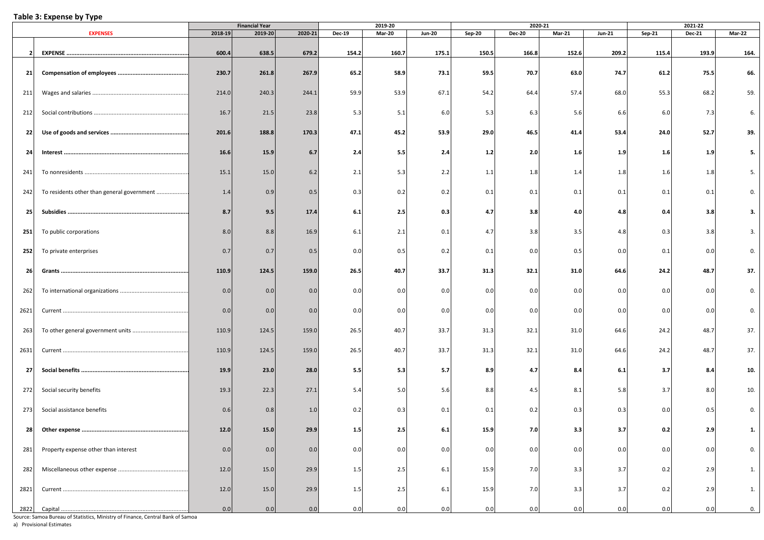## Table 3: Expense by Type

| | EXPENSES | Financial Year | | | 2019-20 | | | 2020-21 | | | | 2021-22 | | |
|---|---|---|---|---|---|---|---|---|---|---|---|---|---|---|
| | | 2018-19 | 2019-20 | 2020-21 | Dec-19 | Mar-20 | Jun-20 | Sep-20 | Dec-20 | Mar-21 | Jun-21 | Sep-21 | Dec-21 | Mar-22 |
| **2** | **EXPENSE ..........................................................** | **600.4** | **638.5** | **679.2** | **154.2** | **160.7** | **175.1** | **150.5** | **166.8** | **152.6** | **209.2** | **115.4** | **193.9** | **164.** |
| **21** | **Compensation of employees ..........................................** | **230.7** | **261.8** | **267.9** | **65.2** | **58.9** | **73.1** | **59.5** | **70.7** | **63.0** | **74.7** | **61.2** | **75.5** | **66.** |
| 211 | Wages and salaries .......................................... | 214.0 | 240.3 | 244.1 | 59.9 | 53.9 | 67.1 | 54.2 | 64.4 | 57.4 | 68.0 | 55.3 | 68.2 | 59. |
| 212 | Social contributions .......................................... | 16.7 | 21.5 | 23.8 | 5.3 | 5.1 | 6.0 | 5.3 | 6.3 | 5.6 | 6.6 | 6.0 | 7.3 | 6. |
| **22** | **Use of goods and services ..........................................** | **201.6** | **188.8** | **170.3** | **47.1** | **45.2** | **53.9** | **29.0** | **46.5** | **41.4** | **53.4** | **24.0** | **52.7** | **39.** |
| **24** | **Interest ..........................................................** | **16.6** | **15.9** | **6.7** | **2.4** | **5.5** | **2.4** | **1.2** | **2.0** | **1.6** | **1.9** | **1.6** | **1.9** | **5.** |
| 241 | To nonresidents .......................................... | 15.1 | 15.0 | 6.2 | 2.1 | 5.3 | 2.2 | 1.1 | 1.8 | 1.4 | 1.8 | 1.6 | 1.8 | 5. |
| 242 | To residents other than general government .................. | 1.4 | 0.9 | 0.5 | 0.3 | 0.2 | 0.2 | 0.1 | 0.1 | 0.1 | 0.1 | 0.1 | 0.1 | 0. |
| **25** | **Subsidies ..........................................................** | **8.7** | **9.5** | **17.4** | **6.1** | **2.5** | **0.3** | **4.7** | **3.8** | **4.0** | **4.8** | **0.4** | **3.8** | **3.** |
| **251** | To public corporations | 8.0 | 8.8 | 16.9 | 6.1 | 2.1 | 0.1 | 4.7 | 3.8 | 3.5 | 4.8 | 0.3 | 3.8 | 3. |
| **252** | To private enterprises | 0.7 | 0.7 | 0.5 | 0.0 | 0.5 | 0.2 | 0.1 | 0.0 | 0.5 | 0.0 | 0.1 | 0.0 | 0. |
| **26** | **Grants ..........................................................** | **110.9** | **124.5** | **159.0** | **26.5** | **40.7** | **33.7** | **31.3** | **32.1** | **31.0** | **64.6** | **24.2** | **48.7** | **37.** |
| 262 | To international organizations .......................................... | 0.0 | 0.0 | 0.0 | 0.0 | 0.0 | 0.0 | 0.0 | 0.0 | 0.0 | 0.0 | 0.0 | 0.0 | 0. |
| 2621 | Current .......................................... | 0.0 | 0.0 | 0.0 | 0.0 | 0.0 | 0.0 | 0.0 | 0.0 | 0.0 | 0.0 | 0.0 | 0.0 | 0. |
| 263 | To other general government units .................................. | 110.9 | 124.5 | 159.0 | 26.5 | 40.7 | 33.7 | 31.3 | 32.1 | 31.0 | 64.6 | 24.2 | 48.7 | 37. |
| 2631 | Current .......................................... | 110.9 | 124.5 | 159.0 | 26.5 | 40.7 | 33.7 | 31.3 | 32.1 | 31.0 | 64.6 | 24.2 | 48.7 | 37. |
| **27** | **Social benefits ..........................................................** | **19.9** | **23.0** | **28.0** | **5.5** | **5.3** | **5.7** | **8.9** | **4.7** | **8.4** | **6.1** | **3.7** | **8.4** | **10.** |
| 272 | Social security benefits | 19.3 | 22.3 | 27.1 | 5.4 | 5.0 | 5.6 | 8.8 | 4.5 | 8.1 | 5.8 | 3.7 | 8.0 | 10. |
| 273 | Social assistance benefits | 0.6 | 0.8 | 1.0 | 0.2 | 0.3 | 0.1 | 0.1 | 0.2 | 0.3 | 0.3 | 0.0 | 0.5 | 0. |
| **28** | **Other expense ..........................................................** | **12.0** | **15.0** | **29.9** | **1.5** | **2.5** | **6.1** | **15.9** | **7.0** | **3.3** | **3.7** | **0.2** | **2.9** | **1.** |
| 281 | Property expense other than interest | 0.0 | 0.0 | 0.0 | 0.0 | 0.0 | 0.0 | 0.0 | 0.0 | 0.0 | 0.0 | 0.0 | 0.0 | 0. |
| 282 | Miscellaneous other expense .......................................... | 12.0 | 15.0 | 29.9 | 1.5 | 2.5 | 6.1 | 15.9 | 7.0 | 3.3 | 3.7 | 0.2 | 2.9 | 1. |
| 2821 | Current .......................................... | 12.0 | 15.0 | 29.9 | 1.5 | 2.5 | 6.1 | 15.9 | 7.0 | 3.3 | 3.7 | 0.2 | 2.9 | 1. |
| 2822 | Capital .......................................... | 0.0 | 0.0 | 0.0 | 0.0 | 0.0 | 0.0 | 0.0 | 0.0 | 0.0 | 0.0 | 0.0 | 0.0 | 0. |

Source: Samoa Bureau of Statistics, Ministry of Finance, Central Bank of Samoa

a) Provisional Estimates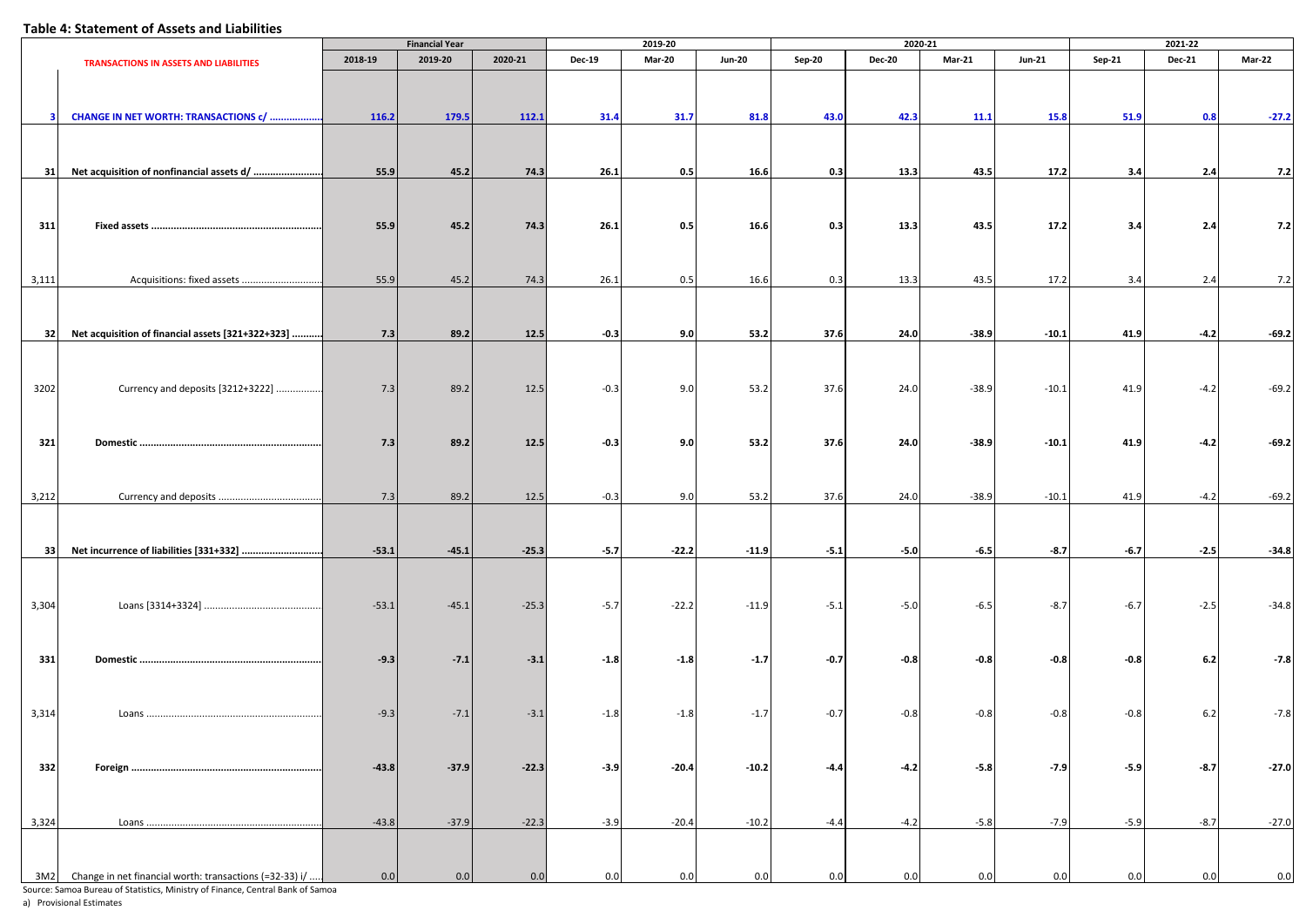**Table 4: Statement of Assets and Liabilities**

| | TRANSACTIONS IN ASSETS AND LIABILITIES | Financial Year | | | 2019-20 | | | 2020-21 | | | | 2021-22 | | |
|---|---|---|---|---|---|---|---|---|---|---|---|---|---|---|
| | | 2018-19 | 2019-20 | 2020-21 | Dec-19 | Mar-20 | Jun-20 | Sep-20 | Dec-20 | Mar-21 | Jun-21 | Sep-21 | Dec-21 | Mar-22 |
| **3** | **CHANGE IN NET WORTH: TRANSACTIONS c/ ..................** | **116.2** | **179.5** | **112.1** | **31.4** | **31.7** | **81.8** | **43.0** | **42.3** | **11.1** | **15.8** | **51.9** | **0.8** | **-27.2** |
| **31** | **Net acquisition of nonfinancial assets d/ ........................** | **55.9** | **45.2** | **74.3** | **26.1** | **0.5** | **16.6** | **0.3** | **13.3** | **43.5** | **17.2** | **3.4** | **2.4** | **7.2** |
| **311** | **Fixed assets ............................................................** | **55.9** | **45.2** | **74.3** | **26.1** | **0.5** | **16.6** | **0.3** | **13.3** | **43.5** | **17.2** | **3.4** | **2.4** | **7.2** |
| 3,111 | Acquisitions: fixed assets ............................ | 55.9 | 45.2 | 74.3 | 26.1 | 0.5 | 16.6 | 0.3 | 13.3 | 43.5 | 17.2 | 3.4 | 2.4 | 7.2 |
| **32** | **Net acquisition of financial assets [321+322+323] ..........** | **7.3** | **89.2** | **12.5** | **-0.3** | **9.0** | **53.2** | **37.6** | **24.0** | **-38.9** | **-10.1** | **41.9** | **-4.2** | **-69.2** |
| 3202 | Currency and deposits [3212+3222] ................ | 7.3 | 89.2 | 12.5 | -0.3 | 9.0 | 53.2 | 37.6 | 24.0 | -38.9 | -10.1 | 41.9 | -4.2 | -69.2 |
| **321** | **Domestic ................................................................** | **7.3** | **89.2** | **12.5** | **-0.3** | **9.0** | **53.2** | **37.6** | **24.0** | **-38.9** | **-10.1** | **41.9** | **-4.2** | **-69.2** |
| 3,212 | Currency and deposits .................................... | 7.3 | 89.2 | 12.5 | -0.3 | 9.0 | 53.2 | 37.6 | 24.0 | -38.9 | -10.1 | 41.9 | -4.2 | -69.2 |
| **33** | **Net incurrence of liabilities [331+332] ............................** | **-53.1** | **-45.1** | **-25.3** | **-5.7** | **-22.2** | **-11.9** | **-5.1** | **-5.0** | **-6.5** | **-8.7** | **-6.7** | **-2.5** | **-34.8** |
| 3,304 | Loans [3314+3324] .......................................... | -53.1 | -45.1 | -25.3 | -5.7 | -22.2 | -11.9 | -5.1 | -5.0 | -6.5 | -8.7 | -6.7 | -2.5 | -34.8 |
| **331** | **Domestic ................................................................** | **-9.3** | **-7.1** | **-3.1** | **-1.8** | **-1.8** | **-1.7** | **-0.7** | **-0.8** | **-0.8** | **-0.8** | **-0.8** | **6.2** | **-7.8** |
| 3,314 | Loans ............................................................... | -9.3 | -7.1 | -3.1 | -1.8 | -1.8 | -1.7 | -0.7 | -0.8 | -0.8 | -0.8 | -0.8 | 6.2 | -7.8 |
| **332** | **Foreign ...................................................................** | **-43.8** | **-37.9** | **-22.3** | **-3.9** | **-20.4** | **-10.2** | **-4.4** | **-4.2** | **-5.8** | **-7.9** | **-5.9** | **-8.7** | **-27.0** |
| 3,324 | Loans ............................................................... | -43.8 | -37.9 | -22.3 | -3.9 | -20.4 | -10.2 | -4.4 | -4.2 | -5.8 | -7.9 | -5.9 | -8.7 | -27.0 |
| 3M2 | Change in net financial worth: transactions (=32-33) i/ .... | 0.0 | 0.0 | 0.0 | 0.0 | 0.0 | 0.0 | 0.0 | 0.0 | 0.0 | 0.0 | 0.0 | 0.0 | 0.0 |

Source: Samoa Bureau of Statistics, Ministry of Finance, Central Bank of Samoa

a) Provisional Estimates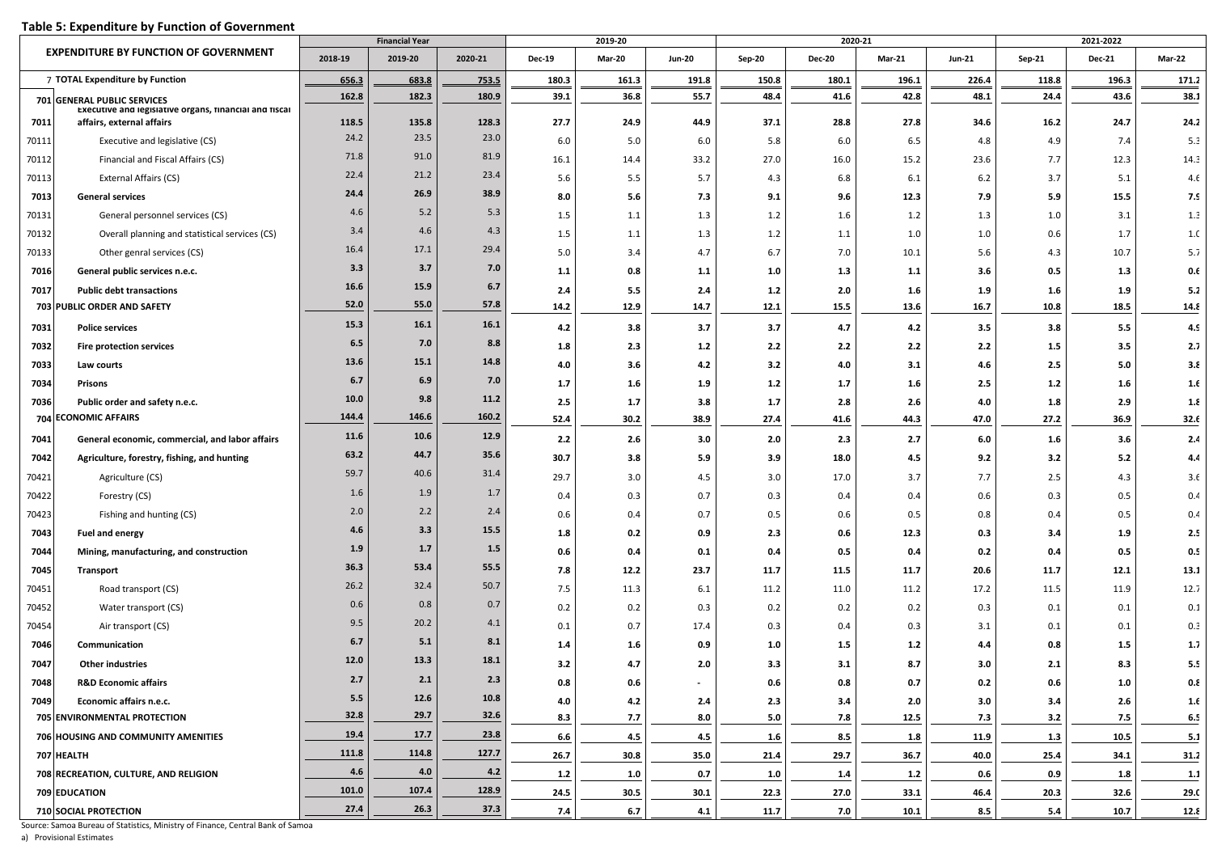**Table 5: Expenditure by Function of Government**

| | EXPENDITURE BY FUNCTION OF GOVERNMENT | Financial Year | | | 2019-20 | | | 2020-21 | | | | 2021-2022 | | |
|---|---|---|---|---|---|---|---|---|---|---|---|---|---|---|
| | | 2018-19 | 2019-20 | 2020-21 | Dec-19 | Mar-20 | Jun-20 | Sep-20 | Dec-20 | Mar-21 | Jun-21 | Sep-21 | Dec-21 | Mar-22 |
| 7 | **TOTAL Expenditure by Function** | **656.3** | **683.8** | **753.5** | **180.3** | **161.3** | **191.8** | **150.8** | **180.1** | **196.1** | **226.4** | **118.8** | **196.3** | **171.2** |
| 701 | **GENERAL PUBLIC SERVICES** | **162.8** | **182.3** | **180.9** | **39.1** | **36.8** | **55.7** | **48.4** | **41.6** | **42.8** | **48.1** | **24.4** | **43.6** | **38.1** |
| 7011 | **Executive and legislative organs, financial and fiscal affairs, external affairs** | **118.5** | **135.8** | **128.3** | **27.7** | **24.9** | **44.9** | **37.1** | **28.8** | **27.8** | **34.6** | **16.2** | **24.7** | **24.2** |
| 70111 | Executive and legislative (CS) | 24.2 | 23.5 | 23.0 | 6.0 | 5.0 | 6.0 | 5.8 | 6.0 | 6.5 | 4.8 | 4.9 | 7.4 | 5.3 |
| 70112 | Financial and Fiscal Affairs (CS) | 71.8 | 91.0 | 81.9 | 16.1 | 14.4 | 33.2 | 27.0 | 16.0 | 15.2 | 23.6 | 7.7 | 12.3 | 14.3 |
| 70113 | External Affairs (CS) | 22.4 | 21.2 | 23.4 | 5.6 | 5.5 | 5.7 | 4.3 | 6.8 | 6.1 | 6.2 | 3.7 | 5.1 | 4.6 |
| 7013 | **General services** | **24.4** | **26.9** | **38.9** | **8.0** | **5.6** | **7.3** | **9.1** | **9.6** | **12.3** | **7.9** | **5.9** | **15.5** | **7.9** |
| 70131 | General personnel services (CS) | 4.6 | 5.2 | 5.3 | 1.5 | 1.1 | 1.3 | 1.2 | 1.6 | 1.2 | 1.3 | 1.0 | 3.1 | 1.3 |
| 70132 | Overall planning and statistical services (CS) | 3.4 | 4.6 | 4.3 | 1.5 | 1.1 | 1.3 | 1.2 | 1.1 | 1.0 | 1.0 | 0.6 | 1.7 | 1.0 |
| 70133 | Other genral services (CS) | 16.4 | 17.1 | 29.4 | 5.0 | 3.4 | 4.7 | 6.7 | 7.0 | 10.1 | 5.6 | 4.3 | 10.7 | 5.7 |
| 7016 | **General public services n.e.c.** | **3.3** | **3.7** | **7.0** | **1.1** | **0.8** | **1.1** | **1.0** | **1.3** | **1.1** | **3.6** | **0.5** | **1.3** | **0.6** |
| 7017 | **Public debt transactions** | **16.6** | **15.9** | **6.7** | **2.4** | **5.5** | **2.4** | **1.2** | **2.0** | **1.6** | **1.9** | **1.6** | **1.9** | **5.2** |
| 703 | **PUBLIC ORDER AND SAFETY** | **52.0** | **55.0** | **57.8** | **14.2** | **12.9** | **14.7** | **12.1** | **15.5** | **13.6** | **16.7** | **10.8** | **18.5** | **14.8** |
| 7031 | **Police services** | **15.3** | **16.1** | **16.1** | **4.2** | **3.8** | **3.7** | **3.7** | **4.7** | **4.2** | **3.5** | **3.8** | **5.5** | **4.9** |
| 7032 | **Fire protection services** | **6.5** | **7.0** | **8.8** | **1.8** | **2.3** | **1.2** | **2.2** | **2.2** | **2.2** | **2.2** | **1.5** | **3.5** | **2.7** |
| 7033 | **Law courts** | **13.6** | **15.1** | **14.8** | **4.0** | **3.6** | **4.2** | **3.2** | **4.0** | **3.1** | **4.6** | **2.5** | **5.0** | **3.8** |
| 7034 | **Prisons** | **6.7** | **6.9** | **7.0** | **1.7** | **1.6** | **1.9** | **1.2** | **1.7** | **1.6** | **2.5** | **1.2** | **1.6** | **1.6** |
| 7036 | **Public order and safety n.e.c.** | **10.0** | **9.8** | **11.2** | **2.5** | **1.7** | **3.8** | **1.7** | **2.8** | **2.6** | **4.0** | **1.8** | **2.9** | **1.8** |
| 704 | **ECONOMIC AFFAIRS** | **144.4** | **146.6** | **160.2** | **52.4** | **30.2** | **38.9** | **27.4** | **41.6** | **44.3** | **47.0** | **27.2** | **36.9** | **32.6** |
| 7041 | **General economic, commercial, and labor affairs** | **11.6** | **10.6** | **12.9** | **2.2** | **2.6** | **3.0** | **2.0** | **2.3** | **2.7** | **6.0** | **1.6** | **3.6** | **2.4** |
| 7042 | **Agriculture, forestry, fishing, and hunting** | **63.2** | **44.7** | **35.6** | **30.7** | **3.8** | **5.9** | **3.9** | **18.0** | **4.5** | **9.2** | **3.2** | **5.2** | **4.4** |
| 70421 | Agriculture (CS) | 59.7 | 40.6 | 31.4 | 29.7 | 3.0 | 4.5 | 3.0 | 17.0 | 3.7 | 7.7 | 2.5 | 4.3 | 3.6 |
| 70422 | Forestry (CS) | 1.6 | 1.9 | 1.7 | 0.4 | 0.3 | 0.7 | 0.3 | 0.4 | 0.4 | 0.6 | 0.3 | 0.5 | 0.4 |
| 70423 | Fishing and hunting (CS) | 2.0 | 2.2 | 2.4 | 0.6 | 0.4 | 0.7 | 0.5 | 0.6 | 0.5 | 0.8 | 0.4 | 0.5 | 0.4 |
| 7043 | **Fuel and energy** | **4.6** | **3.3** | **15.5** | **1.8** | **0.2** | **0.9** | **2.3** | **0.6** | **12.3** | **0.3** | **3.4** | **1.9** | **2.5** |
| 7044 | **Mining, manufacturing, and construction** | **1.9** | **1.7** | **1.5** | **0.6** | **0.4** | **0.1** | **0.4** | **0.5** | **0.4** | **0.2** | **0.4** | **0.5** | **0.5** |
| 7045 | **Transport** | **36.3** | **53.4** | **55.5** | **7.8** | **12.2** | **23.7** | **11.7** | **11.5** | **11.7** | **20.6** | **11.7** | **12.1** | **13.1** |
| 70451 | Road transport (CS) | 26.2 | 32.4 | 50.7 | 7.5 | 11.3 | 6.1 | 11.2 | 11.0 | 11.2 | 17.2 | 11.5 | 11.9 | 12.7 |
| 70452 | Water transport (CS) | 0.6 | 0.8 | 0.7 | 0.2 | 0.2 | 0.3 | 0.2 | 0.2 | 0.2 | 0.3 | 0.1 | 0.1 | 0.1 |
| 70454 | Air transport (CS) | 9.5 | 20.2 | 4.1 | 0.1 | 0.7 | 17.4 | 0.3 | 0.4 | 0.3 | 3.1 | 0.1 | 0.1 | 0.3 |
| 7046 | **Communication** | **6.7** | **5.1** | **8.1** | **1.4** | **1.6** | **0.9** | **1.0** | **1.5** | **1.2** | **4.4** | **0.8** | **1.5** | **1.7** |
| 7047 | **Other industries** | **12.0** | **13.3** | **18.1** | **3.2** | **4.7** | **2.0** | **3.3** | **3.1** | **8.7** | **3.0** | **2.1** | **8.3** | **5.5** |
| 7048 | **R&D Economic affairs** | **2.7** | **2.1** | **2.3** | **0.8** | **0.6** | **-** | **0.6** | **0.8** | **0.7** | **0.2** | **0.6** | **1.0** | **0.8** |
| 7049 | **Economic affairs n.e.c.** | **5.5** | **12.6** | **10.8** | **4.0** | **4.2** | **2.4** | **2.3** | **3.4** | **2.0** | **3.0** | **3.4** | **2.6** | **1.6** |
| 705 | **ENVIRONMENTAL PROTECTION** | **32.8** | **29.7** | **32.6** | **8.3** | **7.7** | **8.0** | **5.0** | **7.8** | **12.5** | **7.3** | **3.2** | **7.5** | **6.5** |
| 706 | **HOUSING AND COMMUNITY AMENITIES** | **19.4** | **17.7** | **23.8** | **6.6** | **4.5** | **4.5** | **1.6** | **8.5** | **1.8** | **11.9** | **1.3** | **10.5** | **5.1** |
| 707 | **HEALTH** | **111.8** | **114.8** | **127.7** | **26.7** | **30.8** | **35.0** | **21.4** | **29.7** | **36.7** | **40.0** | **25.4** | **34.1** | **31.2** |
| 708 | **RECREATION, CULTURE, AND RELIGION** | **4.6** | **4.0** | **4.2** | **1.2** | **1.0** | **0.7** | **1.0** | **1.4** | **1.2** | **0.6** | **0.9** | **1.8** | **1.1** |
| 709 | **EDUCATION** | **101.0** | **107.4** | **128.9** | **24.5** | **30.5** | **30.1** | **22.3** | **27.0** | **33.1** | **46.4** | **20.3** | **32.6** | **29.0** |
| 710 | **SOCIAL PROTECTION** | **27.4** | **26.3** | **37.3** | **7.4** | **6.7** | **4.1** | **11.7** | **7.0** | **10.1** | **8.5** | **5.4** | **10.7** | **12.8** |

Source: Samoa Bureau of Statistics, Ministry of Finance, Central Bank of Samoa

a) Provisional Estimates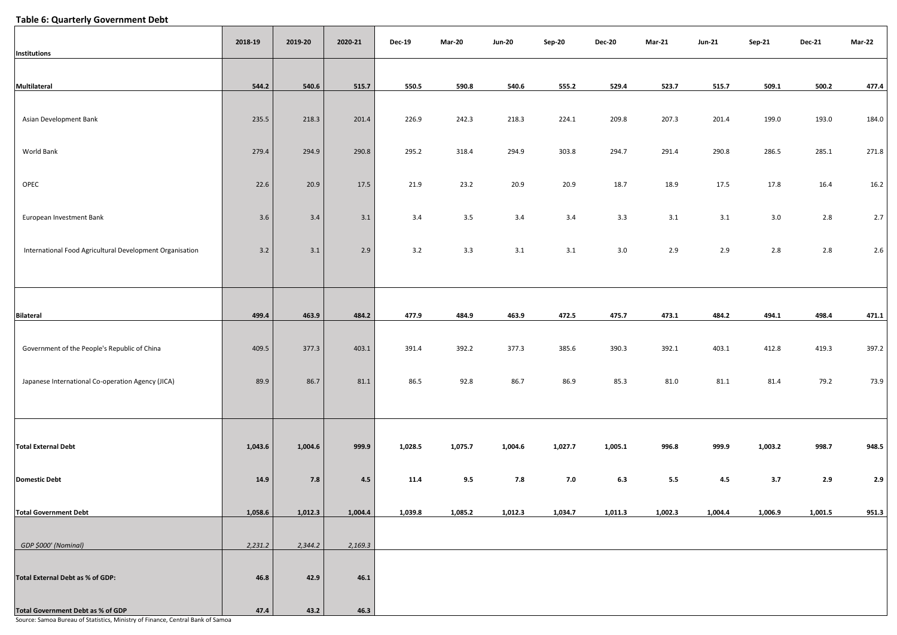**Table 6: Quarterly Government Debt**

| Institutions | 2018-19 | 2019-20 | 2020-21 | Dec-19 | Mar-20 | Jun-20 | Sep-20 | Dec-20 | Mar-21 | Jun-21 | Sep-21 | Dec-21 | Mar-22 |
|---|---|---|---|---|---|---|---|---|---|---|---|---|---|
| **Multilateral** | **544.2** | **540.6** | **515.7** | **550.5** | **590.8** | **540.6** | **555.2** | **529.4** | **523.7** | **515.7** | **509.1** | **500.2** | **477.4** |
| Asian Development Bank | 235.5 | 218.3 | 201.4 | 226.9 | 242.3 | 218.3 | 224.1 | 209.8 | 207.3 | 201.4 | 199.0 | 193.0 | 184.0 |
| World Bank | 279.4 | 294.9 | 290.8 | 295.2 | 318.4 | 294.9 | 303.8 | 294.7 | 291.4 | 290.8 | 286.5 | 285.1 | 271.8 |
| OPEC | 22.6 | 20.9 | 17.5 | 21.9 | 23.2 | 20.9 | 20.9 | 18.7 | 18.9 | 17.5 | 17.8 | 16.4 | 16.2 |
| European Investment Bank | 3.6 | 3.4 | 3.1 | 3.4 | 3.5 | 3.4 | 3.4 | 3.3 | 3.1 | 3.1 | 3.0 | 2.8 | 2.7 |
| International Food Agricultural Development Organisation | 3.2 | 3.1 | 2.9 | 3.2 | 3.3 | 3.1 | 3.1 | 3.0 | 2.9 | 2.9 | 2.8 | 2.8 | 2.6 |
| **Bilateral** | **499.4** | **463.9** | **484.2** | **477.9** | **484.9** | **463.9** | **472.5** | **475.7** | **473.1** | **484.2** | **494.1** | **498.4** | **471.1** |
| Government of the People's Republic of China | 409.5 | 377.3 | 403.1 | 391.4 | 392.2 | 377.3 | 385.6 | 390.3 | 392.1 | 403.1 | 412.8 | 419.3 | 397.2 |
| Japanese International Co-operation Agency (JICA) | 89.9 | 86.7 | 81.1 | 86.5 | 92.8 | 86.7 | 86.9 | 85.3 | 81.0 | 81.1 | 81.4 | 79.2 | 73.9 |
| **Total External Debt** | **1,043.6** | **1,004.6** | **999.9** | **1,028.5** | **1,075.7** | **1,004.6** | **1,027.7** | **1,005.1** | **996.8** | **999.9** | **1,003.2** | **998.7** | **948.5** |
| **Domestic Debt** | **14.9** | **7.8** | **4.5** | **11.4** | **9.5** | **7.8** | **7.0** | **6.3** | **5.5** | **4.5** | **3.7** | **2.9** | **2.9** |
| **Total Government Debt** | **1,058.6** | **1,012.3** | **1,004.4** | **1,039.8** | **1,085.2** | **1,012.3** | **1,034.7** | **1,011.3** | **1,002.3** | **1,004.4** | **1,006.9** | **1,001.5** | **951.3** |
| *GDP $000' (Nominal)* | *2,231.2* | *2,344.2* | *2,169.3* | | | | | | | | | | |
| **Total External Debt as % of GDP:** | **46.8** | **42.9** | **46.1** | | | | | | | | | | |
| **Total Government Debt as % of GDP** | **47.4** | **43.2** | **46.3** | | | | | | | | | | |

Source: Samoa Bureau of Statistics, Ministry of Finance, Central Bank of Samoa